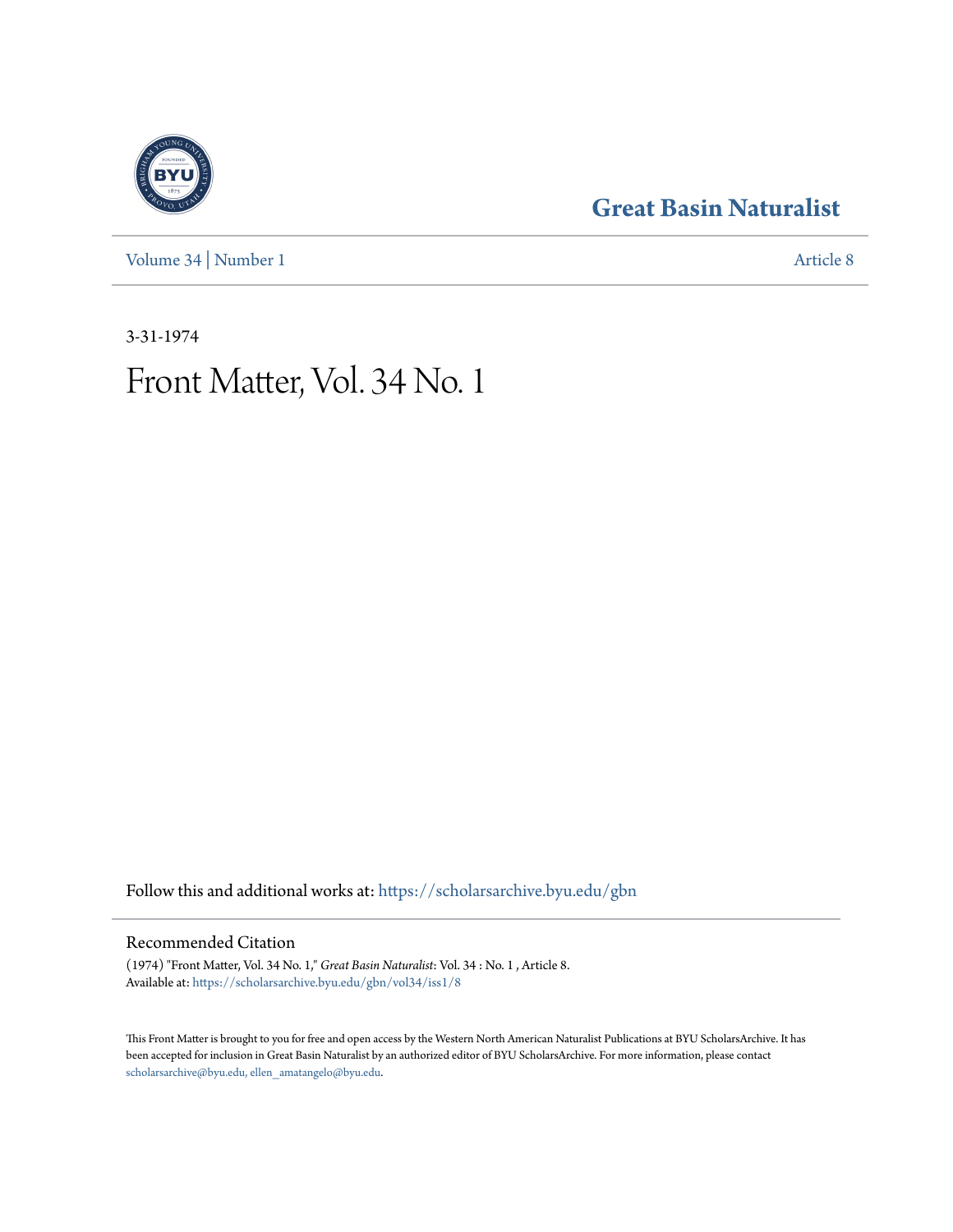## Great Basin Naturalist

Volume 34 | Number 1 Article 8

3-31-1974

# Front Matter, Vol. 34 No. 1

Follow this and additional works at: https://scholarsarchive.byu.edu/gbn

## Recommended Citation

(1974) "Front Matter, Vol. 34 No. 1," *Great Basin Naturalist*: Vol. 34 : No. 1 , Article 8.
Available at: https://scholarsarchive.byu.edu/gbn/vol34/iss1/8

This Front Matter is brought to you for free and open access by the Western North American Naturalist Publications at BYU ScholarsArchive. It has been accepted for inclusion in Great Basin Naturalist by an authorized editor of BYU ScholarsArchive. For more information, please contact scholarsarchive@byu.edu, ellen_amatangelo@byu.edu.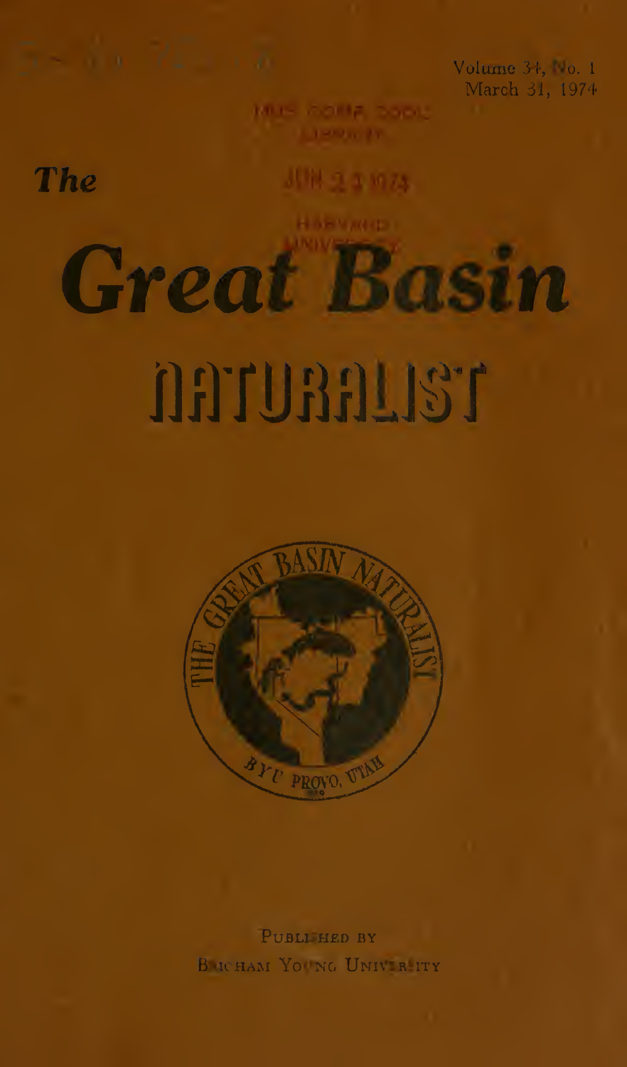Volume 34, No. 1
March 31, 1974

MUS. COMP. ZOOL.
LIBRARY

JUN 2 3 1974

HARVARD
UNIVERSITY

# The Great Basin NATURALIST

THE GREAT BASIN NATURALIST
BYU PROVO, UTAH

PUBLISHED BY
BRIGHAM YOUNG UNIVERSITY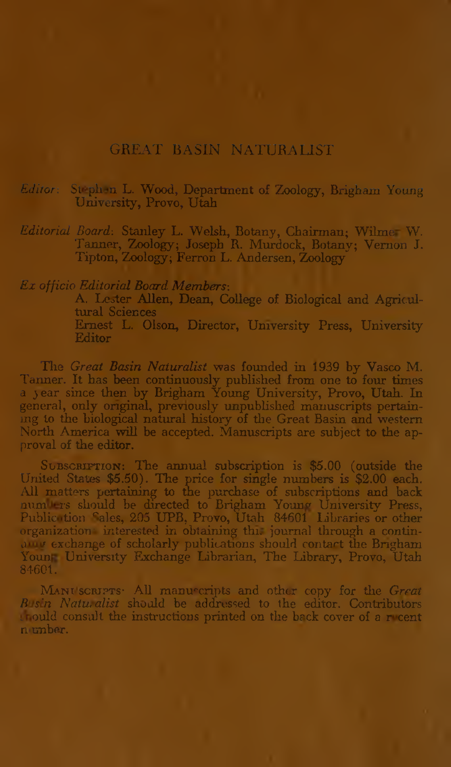# GREAT BASIN NATURALIST

*Editor*: Stephen L. Wood, Department of Zoology, Brigham Young University, Provo, Utah

*Editorial Board*: Stanley L. Welsh, Botany, Chairman; Wilmer W. Tanner, Zoology; Joseph R. Murdock, Botany; Vernon J. Tipton, Zoology; Ferron L. Andersen, Zoology

*Ex officio Editorial Board Members*:

A. Lester Allen, Dean, College of Biological and Agricultural Sciences

Ernest L. Olson, Director, University Press, University Editor

The *Great Basin Naturalist* was founded in 1939 by Vasco M. Tanner. It has been continuously published from one to four times a year since then by Brigham Young University, Provo, Utah. In general, only original, previously unpublished manuscripts pertaining to the biological natural history of the Great Basin and western North America will be accepted. Manuscripts are subject to the approval of the editor.

Subscription: The annual subscription is $5.00 (outside the United States $5.50). The price for single numbers is $2.00 each. All matters pertaining to the purchase of subscriptions and back numbers should be directed to Brigham Young University Press, Publication Sales, 205 UPB, Provo, Utah 84601. Libraries or other organizations interested in obtaining this journal through a continuing exchange of scholarly publications should contact the Brigham Young University Exchange Librarian, The Library, Provo, Utah 84601.

Manuscripts: All manuscripts and other copy for the *Great Basin Naturalist* should be addressed to the editor. Contributors should consult the instructions printed on the back cover of a recent number.